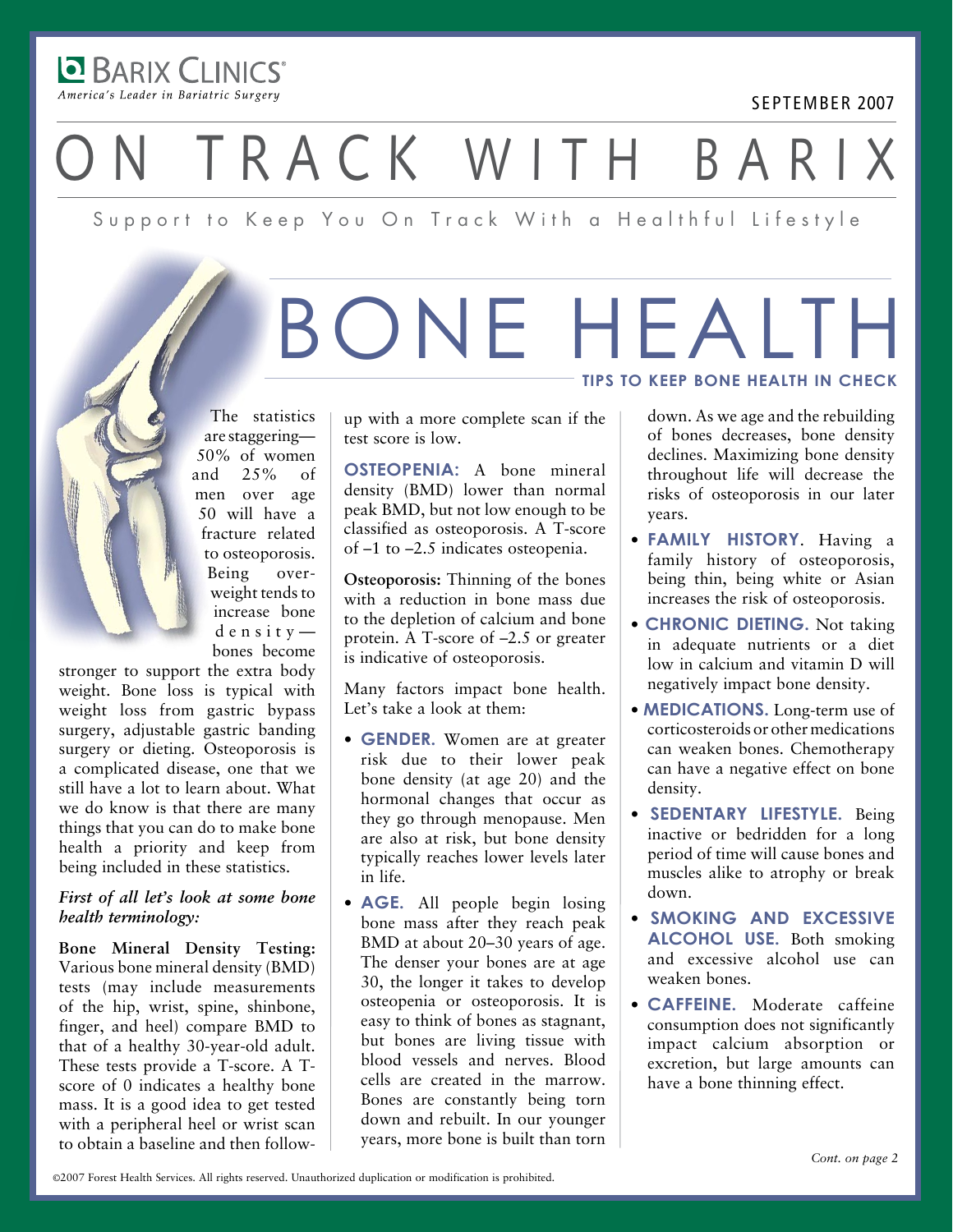Barix Clinics®
*America's Leader in Bariatric Surgery*

SEPTEMBER 2007

# ON TRACK WITH BARIX

Support to Keep You On Track With a Healthful Lifestyle

## BONE HEALTH

### TIPS TO KEEP BONE HEALTH IN CHECK

The statistics are staggering—50% of women and 25% of men over age 50 will have a fracture related to osteoporosis. Being overweight tends to increase bone density—bones become stronger to support the extra body weight. Bone loss is typical with weight loss from gastric bypass surgery, adjustable gastric banding surgery or dieting. Osteoporosis is a complicated disease, one that we still have a lot to learn about. What we do know is that there are many things that you can do to make bone health a priority and keep from being included in these statistics.

***First of all let's look at some bone health terminology:***

**Bone Mineral Density Testing:** Various bone mineral density (BMD) tests (may include measurements of the hip, wrist, spine, shinbone, finger, and heel) compare BMD to that of a healthy 30-year-old adult. These tests provide a T-score. A T-score of 0 indicates a healthy bone mass. It is a good idea to get tested with a peripheral heel or wrist scan to obtain a baseline and then follow-up with a more complete scan if the test score is low.

**OSTEOPENIA:** A bone mineral density (BMD) lower than normal peak BMD, but not low enough to be classified as osteoporosis. A T-score of –1 to –2.5 indicates osteopenia.

**Osteoporosis:** Thinning of the bones with a reduction in bone mass due to the depletion of calcium and bone protein. A T-score of –2.5 or greater is indicative of osteoporosis.

Many factors impact bone health. Let's take a look at them:

- **GENDER.** Women are at greater risk due to their lower peak bone density (at age 20) and the hormonal changes that occur as they go through menopause. Men are also at risk, but bone density typically reaches lower levels later in life.
- **AGE.** All people begin losing bone mass after they reach peak BMD at about 20–30 years of age. The denser your bones are at age 30, the longer it takes to develop osteopenia or osteoporosis. It is easy to think of bones as stagnant, but bones are living tissue with blood vessels and nerves. Blood cells are created in the marrow. Bones are constantly being torn down and rebuilt. In our younger years, more bone is built than torn down. As we age and the rebuilding of bones decreases, bone density declines. Maximizing bone density throughout life will decrease the risks of osteoporosis in our later years.
- **FAMILY HISTORY**. Having a family history of osteoporosis, being thin, being white or Asian increases the risk of osteoporosis.
- **CHRONIC DIETING.** Not taking in adequate nutrients or a diet low in calcium and vitamin D will negatively impact bone density.
- **MEDICATIONS.** Long-term use of corticosteroids or other medications can weaken bones. Chemotherapy can have a negative effect on bone density.
- **SEDENTARY LIFESTYLE.** Being inactive or bedridden for a long period of time will cause bones and muscles alike to atrophy or break down.
- **SMOKING AND EXCESSIVE ALCOHOL USE.** Both smoking and excessive alcohol use can weaken bones.
- **CAFFEINE.** Moderate caffeine consumption does not significantly impact calcium absorption or excretion, but large amounts can have a bone thinning effect.

*Cont. on page 2*

©2007 Forest Health Services. All rights reserved. Unauthorized duplication or modification is prohibited.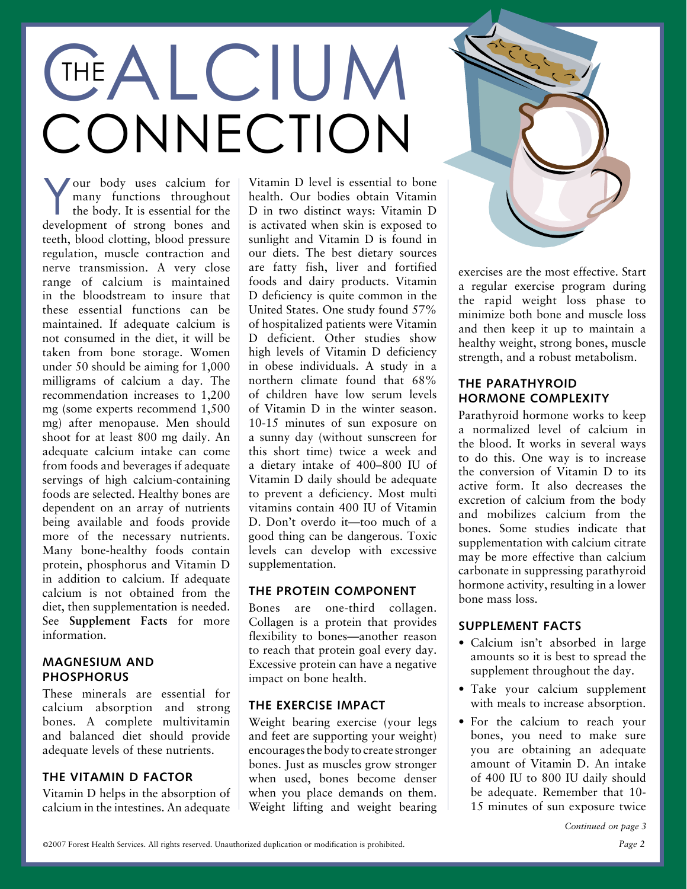# THE CALCIUM CONNECTION

Your body uses calcium for many functions throughout the body. It is essential for the development of strong bones and teeth, blood clotting, blood pressure regulation, muscle contraction and nerve transmission. A very close range of calcium is maintained in the bloodstream to insure that these essential functions can be maintained. If adequate calcium is not consumed in the diet, it will be taken from bone storage. Women under 50 should be aiming for 1,000 milligrams of calcium a day. The recommendation increases to 1,200 mg (some experts recommend 1,500 mg) after menopause. Men should shoot for at least 800 mg daily. An adequate calcium intake can come from foods and beverages if adequate servings of high calcium-containing foods are selected. Healthy bones are dependent on an array of nutrients being available and foods provide more of the necessary nutrients. Many bone-healthy foods contain protein, phosphorus and Vitamin D in addition to calcium. If adequate calcium is not obtained from the diet, then supplementation is needed. See **Supplement Facts** for more information.

## MAGNESIUM AND PHOSPHORUS

These minerals are essential for calcium absorption and strong bones. A complete multivitamin and balanced diet should provide adequate levels of these nutrients.

## THE VITAMIN D FACTOR

Vitamin D helps in the absorption of calcium in the intestines. An adequate Vitamin D level is essential to bone health. Our bodies obtain Vitamin D in two distinct ways: Vitamin D is activated when skin is exposed to sunlight and Vitamin D is found in our diets. The best dietary sources are fatty fish, liver and fortified foods and dairy products. Vitamin D deficiency is quite common in the United States. One study found 57% of hospitalized patients were Vitamin D deficient. Other studies show high levels of Vitamin D deficiency in obese individuals. A study in a northern climate found that 68% of children have low serum levels of Vitamin D in the winter season. 10-15 minutes of sun exposure on a sunny day (without sunscreen for this short time) twice a week and a dietary intake of 400–800 IU of Vitamin D daily should be adequate to prevent a deficiency. Most multi vitamins contain 400 IU of Vitamin D. Don't overdo it—too much of a good thing can be dangerous. Toxic levels can develop with excessive supplementation.

## THE PROTEIN COMPONENT

Bones are one-third collagen. Collagen is a protein that provides flexibility to bones—another reason to reach that protein goal every day. Excessive protein can have a negative impact on bone health.

## THE EXERCISE IMPACT

Weight bearing exercise (your legs and feet are supporting your weight) encourages the body to create stronger bones. Just as muscles grow stronger when used, bones become denser when you place demands on them. Weight lifting and weight bearing exercises are the most effective. Start a regular exercise program during the rapid weight loss phase to minimize both bone and muscle loss and then keep it up to maintain a healthy weight, strong bones, muscle strength, and a robust metabolism.

## THE PARATHYROID HORMONE COMPLEXITY

Parathyroid hormone works to keep a normalized level of calcium in the blood. It works in several ways to do this. One way is to increase the conversion of Vitamin D to its active form. It also decreases the excretion of calcium from the body and mobilizes calcium from the bones. Some studies indicate that supplementation with calcium citrate may be more effective than calcium carbonate in suppressing parathyroid hormone activity, resulting in a lower bone mass loss.

## SUPPLEMENT FACTS

- Calcium isn't absorbed in large amounts so it is best to spread the supplement throughout the day.
- Take your calcium supplement with meals to increase absorption.
- For the calcium to reach your bones, you need to make sure you are obtaining an adequate amount of Vitamin D. An intake of 400 IU to 800 IU daily should be adequate. Remember that 10-15 minutes of sun exposure twice

*Continued on page 3*

©2007 Forest Health Services. All rights reserved. Unauthorized duplication or modification is prohibited.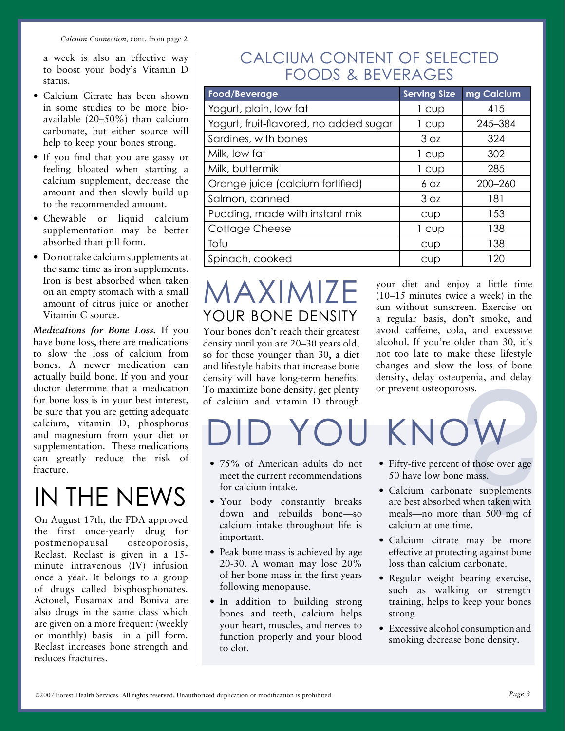*Calcium Connection,* cont. from page 2

a week is also an effective way to boost your body's Vitamin D status.

- Calcium Citrate has been shown in some studies to be more bio-available (20–50%) than calcium carbonate, but either source will help to keep your bones strong.
- If you find that you are gassy or feeling bloated when starting a calcium supplement, decrease the amount and then slowly build up to the recommended amount.
- Chewable or liquid calcium supplementation may be better absorbed than pill form.
- Do not take calcium supplements at the same time as iron supplements. Iron is best absorbed when taken on an empty stomach with a small amount of citrus juice or another Vitamin C source.

***Medications for Bone Loss.*** If you have bone loss, there are medications to slow the loss of calcium from bones. A newer medication can actually build bone. If you and your doctor determine that a medication for bone loss is in your best interest, be sure that you are getting adequate calcium, vitamin D, phosphorus and magnesium from your diet or supplementation. These medications can greatly reduce the risk of fracture.

# IN THE NEWS

On August 17th, the FDA approved the first once-yearly drug for postmenopausal osteoporosis, Reclast. Reclast is given in a 15-minute intravenous (IV) infusion once a year. It belongs to a group of drugs called bisphosphonates. Actonel, Fosamax and Boniva are also drugs in the same class which are given on a more frequent (weekly or monthly) basis in a pill form. Reclast increases bone strength and reduces fractures.

## CALCIUM CONTENT OF SELECTED FOODS & BEVERAGES

| Food/Beverage | Serving Size | mg Calcium |
|---|---|---|
| Yogurt, plain, low fat | 1 cup | 415 |
| Yogurt, fruit-flavored, no added sugar | 1 cup | 245–384 |
| Sardines, with bones | 3 oz | 324 |
| Milk, low fat | 1 cup | 302 |
| Milk, buttermik | 1 cup | 285 |
| Orange juice (calcium fortified) | 6 oz | 200–260 |
| Salmon, canned | 3 oz | 181 |
| Pudding, made with instant mix | cup | 153 |
| Cottage Cheese | 1 cup | 138 |
| Tofu | cup | 138 |
| Spinach, cooked | cup | 120 |

# MAXIMIZE
## YOUR BONE DENSITY

Your bones don't reach their greatest density until you are 20–30 years old, so for those younger than 30, a diet and lifestyle habits that increase bone density will have long-term benefits. To maximize bone density, get plenty of calcium and vitamin D through your diet and enjoy a little time (10–15 minutes twice a week) in the sun without sunscreen. Exercise on a regular basis, don't smoke, and avoid caffeine, cola, and excessive alcohol. If you're older than 30, it's not too late to make these lifestyle changes and slow the loss of bone density, delay osteopenia, and delay or prevent osteoporosis.

# DID YOU KNOW?

- 75% of American adults do not meet the current recommendations for calcium intake.
- Your body constantly breaks down and rebuilds bone—so calcium intake throughout life is important.
- Peak bone mass is achieved by age 20-30. A woman may lose 20% of her bone mass in the first years following menopause.
- In addition to building strong bones and teeth, calcium helps your heart, muscles, and nerves to function properly and your blood to clot.
- Fifty-five percent of those over age 50 have low bone mass.
- Calcium carbonate supplements are best absorbed when taken with meals—no more than 500 mg of calcium at one time.
- Calcium citrate may be more effective at protecting against bone loss than calcium carbonate.
- Regular weight bearing exercise, such as walking or strength training, helps to keep your bones strong.
- Excessive alcohol consumption and smoking decrease bone density.

©2007 Forest Health Services. All rights reserved. Unauthorized duplication or modification is prohibited.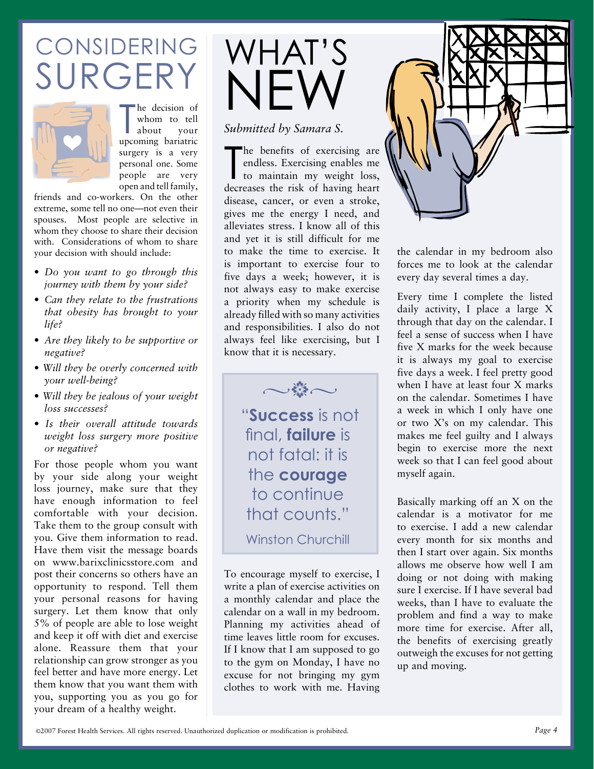# CONSIDERING SURGERY

The decision of whom to tell about your upcoming bariatric surgery is a very personal one. Some people are very open and tell family, friends and co-workers. On the other extreme, some tell no one—not even their spouses. Most people are selective in whom they choose to share their decision with. Considerations of whom to share your decision with should include:

- *Do you want to go through this journey with them by your side?*
- *Can they relate to the frustrations that obesity has brought to your life?*
- *Are they likely to be supportive or negative?*
- *Will they be overly concerned with your well-being?*
- *Will they be jealous of your weight loss successes?*
- *Is their overall attitude towards weight loss surgery more positive or negative?*

For those people whom you want by your side along your weight loss journey, make sure that they have enough information to feel comfortable with your decision. Take them to the group consult with you. Give them information to read. Have them visit the message boards on www.barixclinicsstore.com and post their concerns so others have an opportunity to respond. Tell them your personal reasons for having surgery. Let them know that only 5% of people are able to lose weight and keep it off with diet and exercise alone. Reassure them that your relationship can grow stronger as you feel better and have more energy. Let them know that you want them with you, supporting you as you go for your dream of a healthy weight.

# WHAT'S NEW

*Submitted by Samara S.*

The benefits of exercising are endless. Exercising enables me to maintain my weight loss, decreases the risk of having heart disease, cancer, or even a stroke, gives me the energy I need, and alleviates stress. I know all of this and yet it is still difficult for me to make the time to exercise. It is important to exercise four to five days a week; however, it is not always easy to make exercise a priority when my schedule is already filled with so many activities and responsibilities. I also do not always feel like exercising, but I know that it is necessary.

> "**Success** is not final, **failure** is not fatal: it is the **courage** to continue that counts."
>
> Winston Churchill

To encourage myself to exercise, I write a plan of exercise activities on a monthly calendar and place the calendar on a wall in my bedroom. Planning my activities ahead of time leaves little room for excuses. If I know that I am supposed to go to the gym on Monday, I have no excuse for not bringing my gym clothes to work with me. Having the calendar in my bedroom also forces me to look at the calendar every day several times a day.

Every time I complete the listed daily activity, I place a large X through that day on the calendar. I feel a sense of success when I have five X marks for the week because it is always my goal to exercise five days a week. I feel pretty good when I have at least four X marks on the calendar. Sometimes I have a week in which I only have one or two X's on my calendar. This makes me feel guilty and I always begin to exercise more the next week so that I can feel good about myself again.

Basically marking off an X on the calendar is a motivator for me to exercise. I add a new calendar every month for six months and then I start over again. Six months allows me observe how well I am doing or not doing with making sure I exercise. If I have several bad weeks, than I have to evaluate the problem and find a way to make more time for exercise. After all, the benefits of exercising greatly outweigh the excuses for not getting up and moving.

©2007 Forest Health Services. All rights reserved. Unauthorized duplication or modification is prohibited.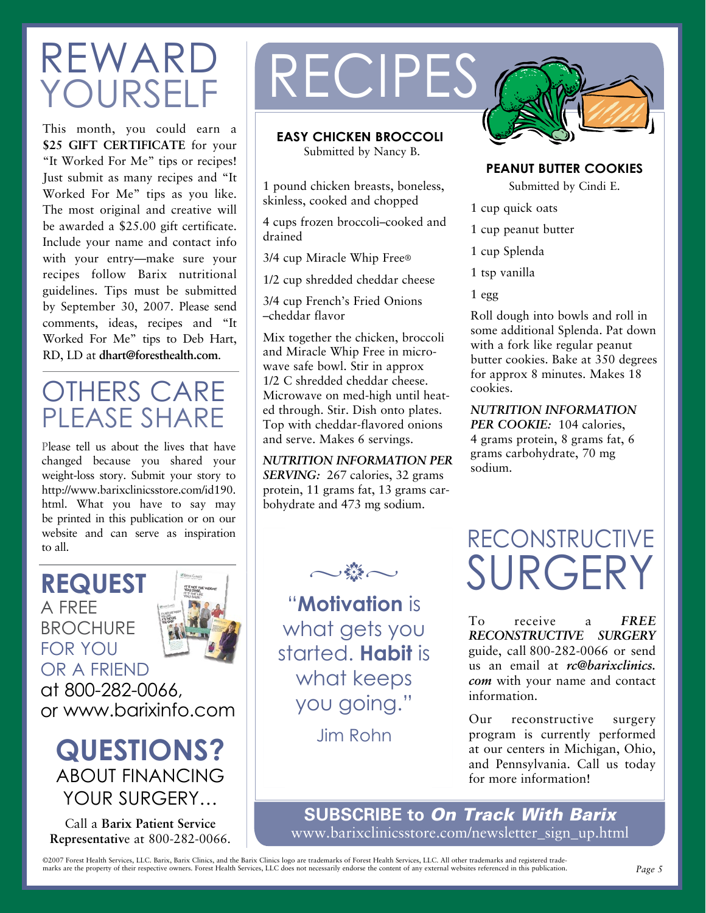# REWARD YOURSELF

This month, you could earn a **$25 GIFT CERTIFICATE** for your "It Worked For Me" tips or recipes! Just submit as many recipes and "It Worked For Me" tips as you like. The most original and creative will be awarded a $25.00 gift certificate. Include your name and contact info with your entry—make sure your recipes follow Barix nutritional guidelines. Tips must be submitted by September 30, 2007. Please send comments, ideas, recipes and "It Worked For Me" tips to Deb Hart, RD, LD at **dhart@foresthealth.com**.

# OTHERS CARE PLEASE SHARE

Please tell us about the lives that have changed because you shared your weight-loss story. Submit your story to http://www.barixclinicsstore.com/id190.html. What you have to say may be printed in this publication or on our website and can serve as inspiration to all.

## REQUEST

A FREE BROCHURE FOR YOU OR A FRIEND at 800-282-0066, or www.barixinfo.com

## QUESTIONS?

ABOUT FINANCING YOUR SURGERY…

Call a **Barix Patient Service Representative** at 800-282-0066.

# RECIPES

### EASY CHICKEN BROCCOLI

Submitted by Nancy B.

1 pound chicken breasts, boneless, skinless, cooked and chopped

4 cups frozen broccoli–cooked and drained

3/4 cup Miracle Whip Free®

1/2 cup shredded cheddar cheese

3/4 cup French's Fried Onions –cheddar flavor

Mix together the chicken, broccoli and Miracle Whip Free in microwave safe bowl. Stir in approx 1/2 C shredded cheddar cheese. Microwave on med-high until heated through. Stir. Dish onto plates. Top with cheddar-flavored onions and serve. Makes 6 servings.

***NUTRITION INFORMATION PER SERVING:*** 267 calories, 32 grams protein, 11 grams fat, 13 grams carbohydrate and 473 mg sodium.

### PEANUT BUTTER COOKIES

Submitted by Cindi E.

1 cup quick oats

1 cup peanut butter

1 cup Splenda

1 tsp vanilla

1 egg

Roll dough into bowls and roll in some additional Splenda. Pat down with a fork like regular peanut butter cookies. Bake at 350 degrees for approx 8 minutes. Makes 18 cookies.

***NUTRITION INFORMATION PER COOKIE:*** 104 calories, 4 grams protein, 8 grams fat, 6 grams carbohydrate, 70 mg sodium.

"**Motivation** is what gets you started. **Habit** is what keeps you going."

Jim Rohn

# RECONSTRUCTIVE SURGERY

To receive a ***FREE RECONSTRUCTIVE SURGERY*** guide, call 800-282-0066 or send us an email at ***rc@barixclinics.com*** with your name and contact information.

Our reconstructive surgery program is currently performed at our centers in Michigan, Ohio, and Pennsylvania. Call us today for more information!

**SUBSCRIBE to *On Track With Barix***
www.barixclinicsstore.com/newsletter_sign_up.html

©2007 Forest Health Services, LLC. Barix, Barix Clinics, and the Barix Clinics logo are trademarks of Forest Health Services, LLC. All other trademarks and registered trademarks are the property of their respective owners. Forest Health Services, LLC does not necessarily endorse the content of any external websites referenced in this publication.